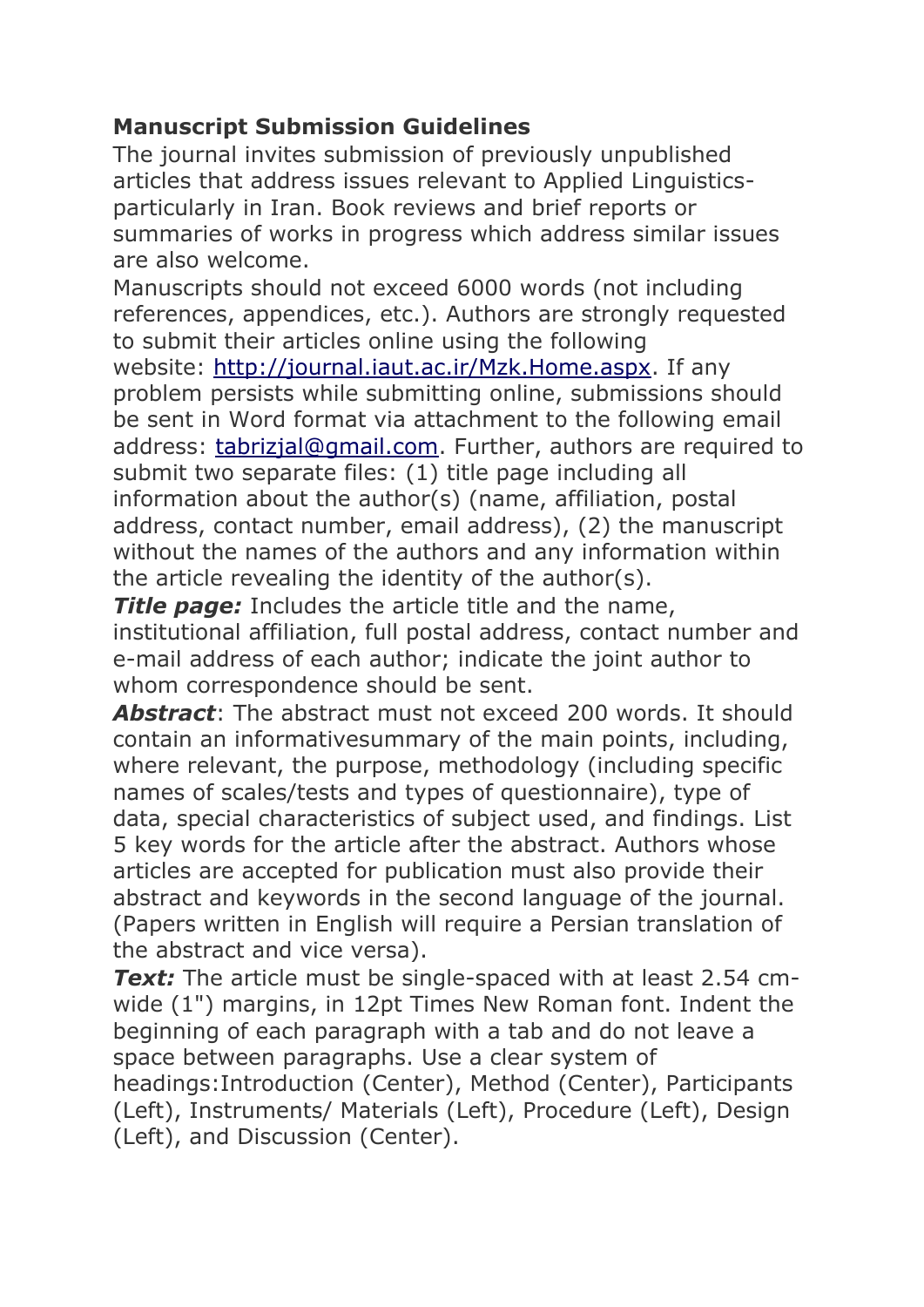## Manuscript Submission Guidelines

The journal invites submission of previously unpublished articles that address issues relevant to Applied Linguistics- particularly in Iran. Book reviews and brief reports or summaries of works in progress which address similar issues are also welcome.

Manuscripts should not exceed 6000 words (not including references, appendices, etc.). Authors are strongly requested to submit their articles online using the following website: [http://journal.iaut.ac.ir/Mzk.Home.aspx](http://journal.iaut.ac.ir/Mzk.Home.aspx). If any problem persists while submitting online, submissions should be sent in Word format via attachment to the following email address: [tabrizjal@gmail.com](mailto:tabrizjal@gmail.com). Further, authors are required to submit two separate files: (1) title page including all information about the author(s) (name, affiliation, postal address, contact number, email address), (2) the manuscript without the names of the authors and any information within the article revealing the identity of the author(s).

***Title page:*** Includes the article title and the name, institutional affiliation, full postal address, contact number and e-mail address of each author; indicate the joint author to whom correspondence should be sent.

***Abstract***: The abstract must not exceed 200 words. It should contain an informativesummary of the main points, including, where relevant, the purpose, methodology (including specific names of scales/tests and types of questionnaire), type of data, special characteristics of subject used, and findings. List 5 key words for the article after the abstract. Authors whose articles are accepted for publication must also provide their abstract and keywords in the second language of the journal. (Papers written in English will require a Persian translation of the abstract and vice versa).

***Text:*** The article must be single-spaced with at least 2.54 cm-wide (1") margins, in 12pt Times New Roman font. Indent the beginning of each paragraph with a tab and do not leave a space between paragraphs. Use a clear system of headings:Introduction (Center), Method (Center), Participants (Left), Instruments/ Materials (Left), Procedure (Left), Design (Left), and Discussion (Center).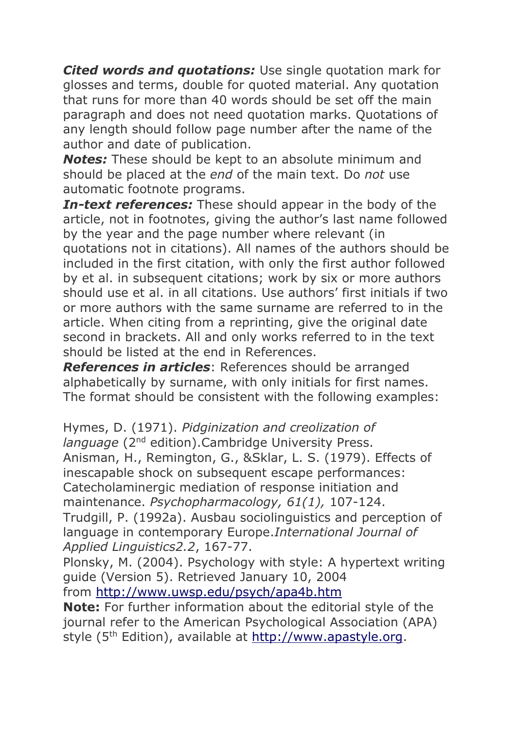***Cited words and quotations:*** Use single quotation mark for glosses and terms, double for quoted material. Any quotation that runs for more than 40 words should be set off the main paragraph and does not need quotation marks. Quotations of any length should follow page number after the name of the author and date of publication.

***Notes:*** These should be kept to an absolute minimum and should be placed at the *end* of the main text. Do *not* use automatic footnote programs.

***In-text references:*** These should appear in the body of the article, not in footnotes, giving the author's last name followed by the year and the page number where relevant (in quotations not in citations). All names of the authors should be included in the first citation, with only the first author followed by et al. in subsequent citations; work by six or more authors should use et al. in all citations. Use authors' first initials if two or more authors with the same surname are referred to in the article. When citing from a reprinting, give the original date second in brackets. All and only works referred to in the text should be listed at the end in References.

***References in articles***: References should be arranged alphabetically by surname, with only initials for first names. The format should be consistent with the following examples:

Hymes, D. (1971). *Pidginization and creolization of language* (2nd edition).Cambridge University Press.
Anisman, H., Remington, G., &Sklar, L. S. (1979). Effects of inescapable shock on subsequent escape performances: Catecholaminergic mediation of response initiation and maintenance. *Psychopharmacology, 61(1),* 107-124.
Trudgill, P. (1992a). Ausbau sociolinguistics and perception of language in contemporary Europe.*International Journal of Applied Linguistics2.2*, 167-77.
Plonsky, M. (2004). Psychology with style: A hypertext writing guide (Version 5). Retrieved January 10, 2004 from http://www.uwsp.edu/psych/apa4b.htm

**Note:** For further information about the editorial style of the journal refer to the American Psychological Association (APA) style (5th Edition), available at http://www.apastyle.org.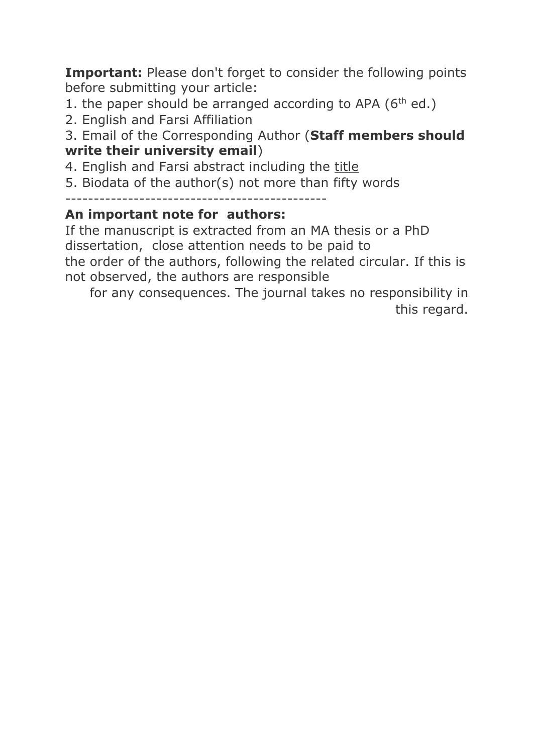**Important:** Please don't forget to consider the following points before submitting your article:

1. the paper should be arranged according to APA (6th ed.)
2. English and Farsi Affiliation
3. Email of the Corresponding Author (**Staff members should write their university email**)
4. English and Farsi abstract including the title
5. Biodata of the author(s) not more than fifty words

---------------------------------------------

**An important note for authors:**

If the manuscript is extracted from an MA thesis or a PhD dissertation, close attention needs to be paid to the order of the authors, following the related circular. If this is not observed, the authors are responsible for any consequences. The journal takes no responsibility in this regard.